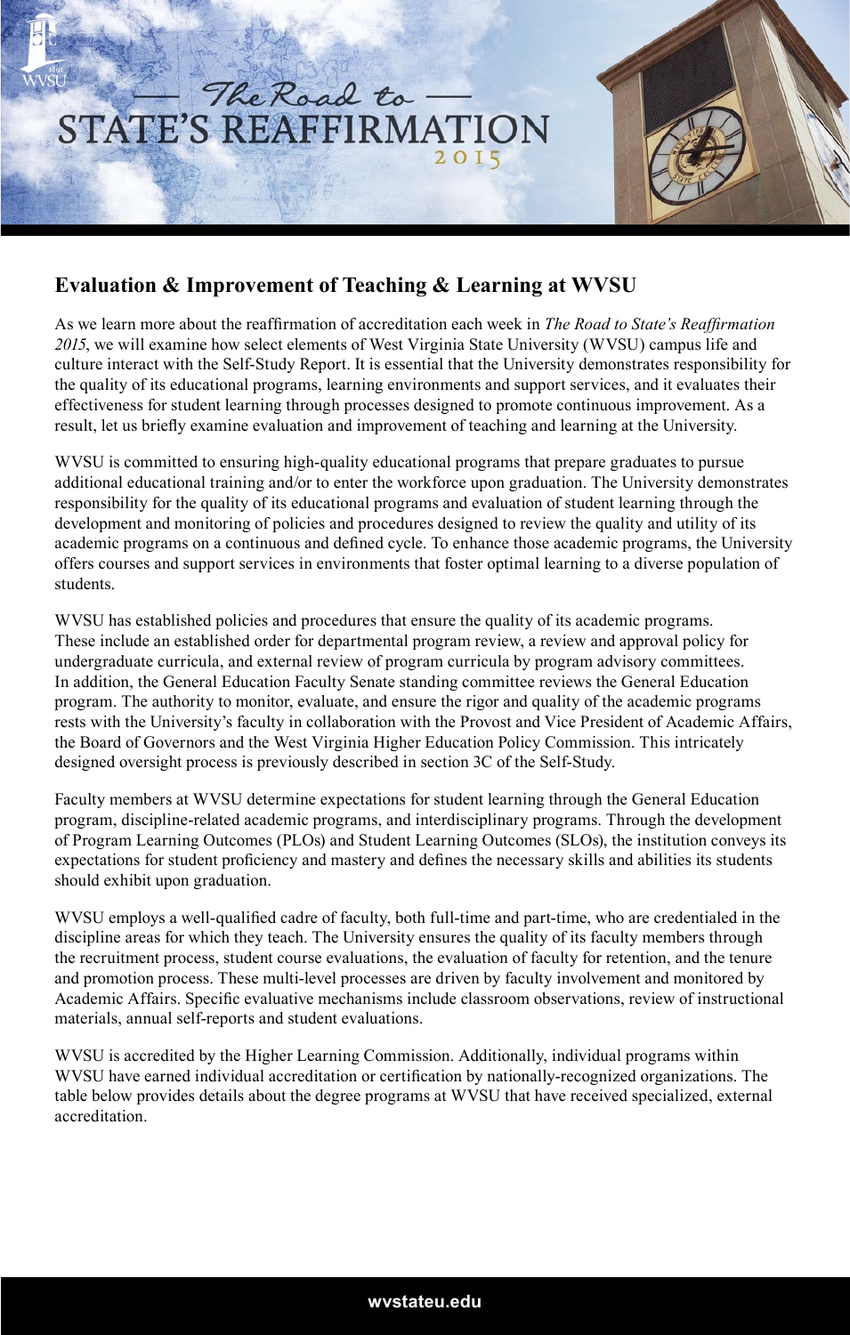# The Road to STATE'S REAFFIRMATION 2015

## Evaluation & Improvement of Teaching & Learning at WVSU

As we learn more about the reaffirmation of accreditation each week in *The Road to State's Reaffirmation 2015*, we will examine how select elements of West Virginia State University (WVSU) campus life and culture interact with the Self-Study Report. It is essential that the University demonstrates responsibility for the quality of its educational programs, learning environments and support services, and it evaluates their effectiveness for student learning through processes designed to promote continuous improvement. As a result, let us briefly examine evaluation and improvement of teaching and learning at the University.

WVSU is committed to ensuring high-quality educational programs that prepare graduates to pursue additional educational training and/or to enter the workforce upon graduation. The University demonstrates responsibility for the quality of its educational programs and evaluation of student learning through the development and monitoring of policies and procedures designed to review the quality and utility of its academic programs on a continuous and defined cycle. To enhance those academic programs, the University offers courses and support services in environments that foster optimal learning to a diverse population of students.

WVSU has established policies and procedures that ensure the quality of its academic programs. These include an established order for departmental program review, a review and approval policy for undergraduate curricula, and external review of program curricula by program advisory committees. In addition, the General Education Faculty Senate standing committee reviews the General Education program. The authority to monitor, evaluate, and ensure the rigor and quality of the academic programs rests with the University's faculty in collaboration with the Provost and Vice President of Academic Affairs, the Board of Governors and the West Virginia Higher Education Policy Commission. This intricately designed oversight process is previously described in section 3C of the Self-Study.

Faculty members at WVSU determine expectations for student learning through the General Education program, discipline-related academic programs, and interdisciplinary programs. Through the development of Program Learning Outcomes (PLOs) and Student Learning Outcomes (SLOs), the institution conveys its expectations for student proficiency and mastery and defines the necessary skills and abilities its students should exhibit upon graduation.

WVSU employs a well-qualified cadre of faculty, both full-time and part-time, who are credentialed in the discipline areas for which they teach. The University ensures the quality of its faculty members through the recruitment process, student course evaluations, the evaluation of faculty for retention, and the tenure and promotion process. These multi-level processes are driven by faculty involvement and monitored by Academic Affairs. Specific evaluative mechanisms include classroom observations, review of instructional materials, annual self-reports and student evaluations.

WVSU is accredited by the Higher Learning Commission. Additionally, individual programs within WVSU have earned individual accreditation or certification by nationally-recognized organizations. The table below provides details about the degree programs at WVSU that have received specialized, external accreditation.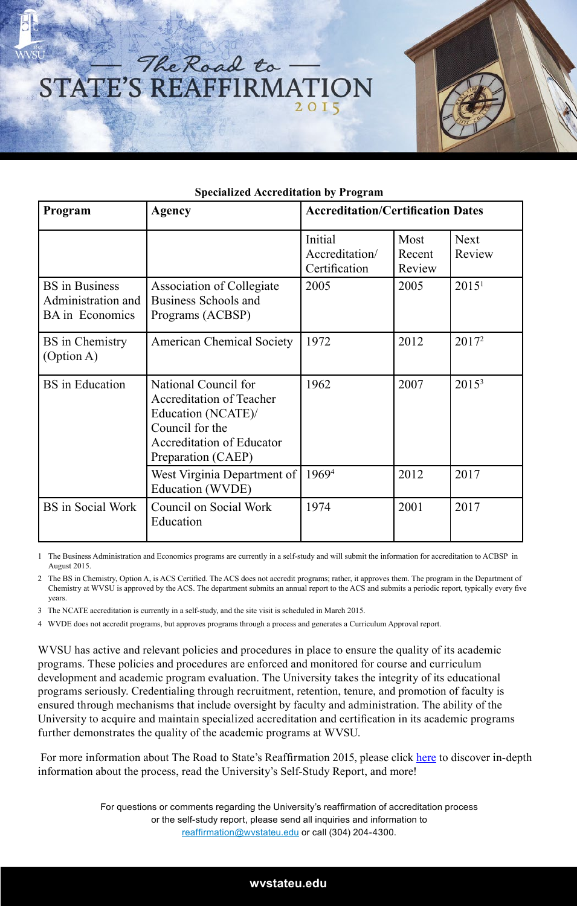# The Road to STATE'S REAFFIRMATION 2015

**Specialized Accreditation by Program**

| Program | Agency | Accreditation/Certification Dates | | |
|---|---|---|---|---|
| | | Initial Accreditation/ Certification | Most Recent Review | Next Review |
| BS in Business Administration and BA in Economics | Association of Collegiate Business Schools and Programs (ACBSP) | 2005 | 2005 | 2015[1] |
| BS in Chemistry (Option A) | American Chemical Society | 1972 | 2012 | 2017[2] |
| BS in Education | National Council for Accreditation of Teacher Education (NCATE)/ Council for the Accreditation of Educator Preparation (CAEP) | 1962 | 2007 | 2015[3] |
| | West Virginia Department of Education (WVDE) | 1969[4] | 2012 | 2017 |
| BS in Social Work | Council on Social Work Education | 1974 | 2001 | 2017 |

1 The Business Administration and Economics programs are currently in a self-study and will submit the information for accreditation to ACBSP in August 2015.

2 The BS in Chemistry, Option A, is ACS Certified. The ACS does not accredit programs; rather, it approves them. The program in the Department of Chemistry at WVSU is approved by the ACS. The department submits an annual report to the ACS and submits a periodic report, typically every five years.

3 The NCATE accreditation is currently in a self-study, and the site visit is scheduled in March 2015.

4 WVDE does not accredit programs, but approves programs through a process and generates a Curriculum Approval report.

WVSU has active and relevant policies and procedures in place to ensure the quality of its academic programs. These policies and procedures are enforced and monitored for course and curriculum development and academic program evaluation. The University takes the integrity of its educational programs seriously. Credentialing through recruitment, retention, tenure, and promotion of faculty is ensured through mechanisms that include oversight by faculty and administration. The ability of the University to acquire and maintain specialized accreditation and certification in its academic programs further demonstrates the quality of the academic programs at WVSU.

For more information about The Road to State's Reaffirmation 2015, please click here to discover in-depth information about the process, read the University's Self-Study Report, and more!

For questions or comments regarding the University's reaffirmation of accreditation process or the self-study report, please send all inquiries and information to reaffirmation@wvstateu.edu or call (304) 204-4300.

wvstateu.edu